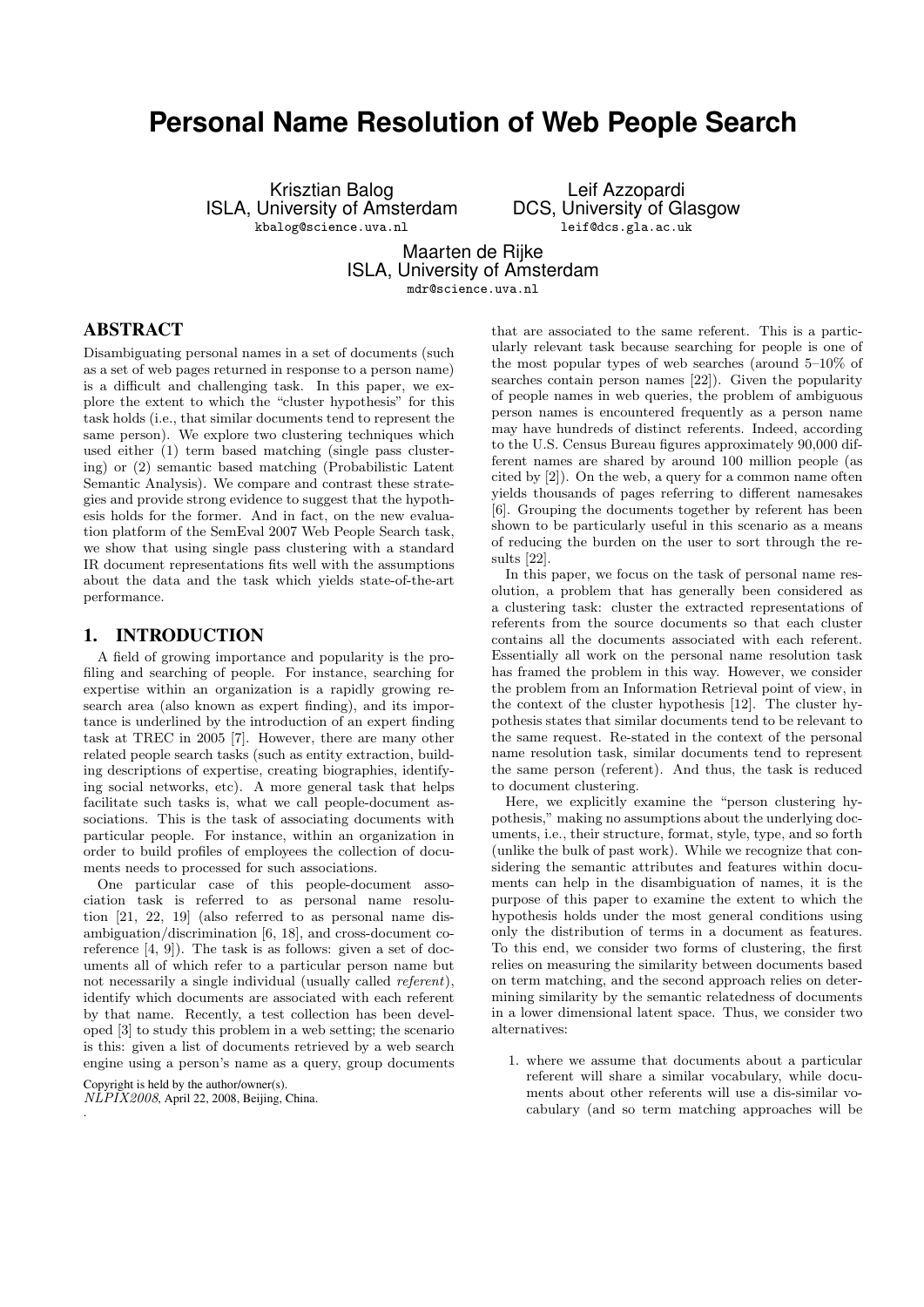# Personal Name Resolution of Web People Search

Krisztian Balog
ISLA, University of Amsterdam
kbalog@science.uva.nl

Leif Azzopardi
DCS, University of Glasgow
leif@dcs.gla.ac.uk

Maarten de Rijke
ISLA, University of Amsterdam
mdr@science.uva.nl

## ABSTRACT

Disambiguating personal names in a set of documents (such as a set of web pages returned in response to a person name) is a difficult and challenging task. In this paper, we explore the extent to which the "cluster hypothesis" for this task holds (i.e., that similar documents tend to represent the same person). We explore two clustering techniques which used either (1) term based matching (single pass clustering) or (2) semantic based matching (Probabilistic Latent Semantic Analysis). We compare and contrast these strategies and provide strong evidence to suggest that the hypothesis holds for the former. And in fact, on the new evaluation platform of the SemEval 2007 Web People Search task, we show that using single pass clustering with a standard IR document representations fits well with the assumptions about the data and the task which yields state-of-the-art performance.

## 1. INTRODUCTION

A field of growing importance and popularity is the profiling and searching of people. For instance, searching for expertise within an organization is a rapidly growing research area (also known as expert finding), and its importance is underlined by the introduction of an expert finding task at TREC in 2005 [7]. However, there are many other related people search tasks (such as entity extraction, building descriptions of expertise, creating biographies, identifying social networks, etc). A more general task that helps facilitate such tasks is, what we call people-document associations. This is the task of associating documents with particular people. For instance, within an organization in order to build profiles of employees the collection of documents needs to processed for such associations.

One particular case of this people-document association task is referred to as personal name resolution [21, 22, 19] (also referred to as personal name disambiguation/discrimination [6, 18], and cross-document coreference [4, 9]). The task is as follows: given a set of documents all of which refer to a particular person name but not necessarily a single individual (usually called *referent*), identify which documents are associated with each referent by that name. Recently, a test collection has been developed [3] to study this problem in a web setting; the scenario is this: given a list of documents retrieved by a web search engine using a person's name as a query, group documents that are associated to the same referent. This is a particularly relevant task because searching for people is one of the most popular types of web searches (around 5–10% of searches contain person names [22]). Given the popularity of people names in web queries, the problem of ambiguous person names is encountered frequently as a person name may have hundreds of distinct referents. Indeed, according to the U.S. Census Bureau figures approximately 90,000 different names are shared by around 100 million people (as cited by [2]). On the web, a query for a common name often yields thousands of pages referring to different namesakes [6]. Grouping the documents together by referent has been shown to be particularly useful in this scenario as a means of reducing the burden on the user to sort through the results [22].

In this paper, we focus on the task of personal name resolution, a problem that has generally been considered as a clustering task: cluster the extracted representations of referents from the source documents so that each cluster contains all the documents associated with each referent. Essentially all work on the personal name resolution task has framed the problem in this way. However, we consider the problem from an Information Retrieval point of view, in the context of the cluster hypothesis [12]. The cluster hypothesis states that similar documents tend to be relevant to the same request. Re-stated in the context of the personal name resolution task, similar documents tend to represent the same person (referent). And thus, the task is reduced to document clustering.

Here, we explicitly examine the "person clustering hypothesis," making no assumptions about the underlying documents, i.e., their structure, format, style, type, and so forth (unlike the bulk of past work). While we recognize that considering the semantic attributes and features within documents can help in the disambiguation of names, it is the purpose of this paper to examine the extent to which the hypothesis holds under the most general conditions using only the distribution of terms in a document as features. To this end, we consider two forms of clustering, the first relies on measuring the similarity between documents based on term matching, and the second approach relies on determining similarity by the semantic relatedness of documents in a lower dimensional latent space. Thus, we consider two alternatives:

1. where we assume that documents about a particular referent will share a similar vocabulary, while documents about other referents will use a dis-similar vocabulary (and so term matching approaches will be

Copyright is held by the author/owner(s).
*NLPIX2008*, April 22, 2008, Beijing, China.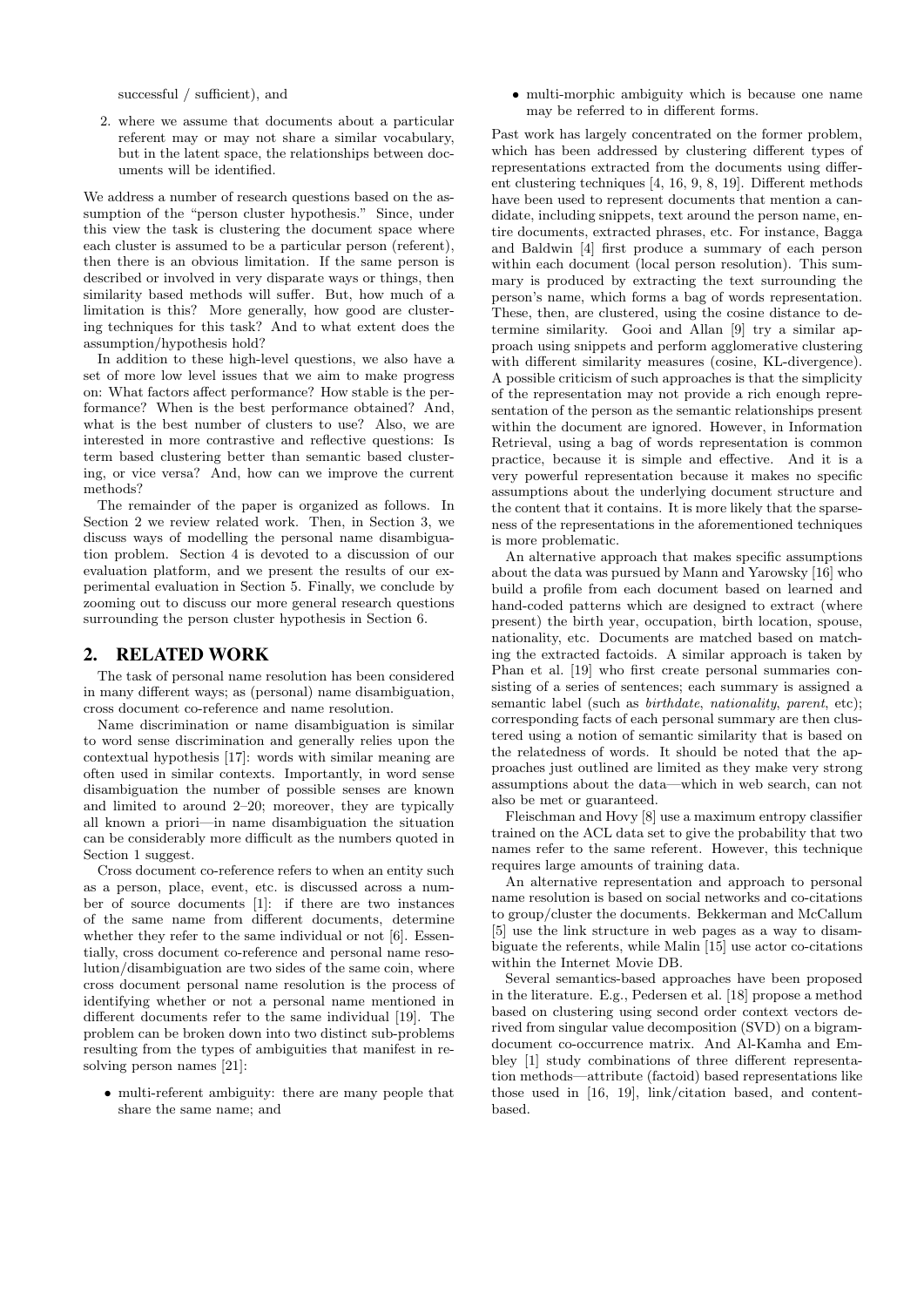successful / sufficient), and

2. where we assume that documents about a particular referent may or may not share a similar vocabulary, but in the latent space, the relationships between documents will be identified.

We address a number of research questions based on the assumption of the "person cluster hypothesis." Since, under this view the task is clustering the document space where each cluster is assumed to be a particular person (referent), then there is an obvious limitation. If the same person is described or involved in very disparate ways or things, then similarity based methods will suffer. But, how much of a limitation is this? More generally, how good are clustering techniques for this task? And to what extent does the assumption/hypothesis hold?

In addition to these high-level questions, we also have a set of more low level issues that we aim to make progress on: What factors affect performance? How stable is the performance? When is the best performance obtained? And, what is the best number of clusters to use? Also, we are interested in more contrastive and reflective questions: Is term based clustering better than semantic based clustering, or vice versa? And, how can we improve the current methods?

The remainder of the paper is organized as follows. In Section 2 we review related work. Then, in Section 3, we discuss ways of modelling the personal name disambiguation problem. Section 4 is devoted to a discussion of our evaluation platform, and we present the results of our experimental evaluation in Section 5. Finally, we conclude by zooming out to discuss our more general research questions surrounding the person cluster hypothesis in Section 6.

## 2. RELATED WORK

The task of personal name resolution has been considered in many different ways; as (personal) name disambiguation, cross document co-reference and name resolution.

Name discrimination or name disambiguation is similar to word sense discrimination and generally relies upon the contextual hypothesis [17]: words with similar meaning are often used in similar contexts. Importantly, in word sense disambiguation the number of possible senses are known and limited to around 2–20; moreover, they are typically all known a priori—in name disambiguation the situation can be considerably more difficult as the numbers quoted in Section 1 suggest.

Cross document co-reference refers to when an entity such as a person, place, event, etc. is discussed across a number of source documents [1]: if there are two instances of the same name from different documents, determine whether they refer to the same individual or not [6]. Essentially, cross document co-reference and personal name resolution/disambiguation are two sides of the same coin, where cross document personal name resolution is the process of identifying whether or not a personal name mentioned in different documents refer to the same individual [19]. The problem can be broken down into two distinct sub-problems resulting from the types of ambiguities that manifest in resolving person names [21]:

- multi-referent ambiguity: there are many people that share the same name; and
- multi-morphic ambiguity which is because one name may be referred to in different forms.

Past work has largely concentrated on the former problem, which has been addressed by clustering different types of representations extracted from the documents using different clustering techniques [4, 16, 9, 8, 19]. Different methods have been used to represent documents that mention a candidate, including snippets, text around the person name, entire documents, extracted phrases, etc. For instance, Bagga and Baldwin [4] first produce a summary of each person within each document (local person resolution). This summary is produced by extracting the text surrounding the person's name, which forms a bag of words representation. These, then, are clustered, using the cosine distance to determine similarity. Gooi and Allan [9] try a similar approach using snippets and perform agglomerative clustering with different similarity measures (cosine, KL-divergence). A possible criticism of such approaches is that the simplicity of the representation may not provide a rich enough representation of the person as the semantic relationships present within the document are ignored. However, in Information Retrieval, using a bag of words representation is common practice, because it is simple and effective. And it is a very powerful representation because it makes no specific assumptions about the underlying document structure and the content that it contains. It is more likely that the sparseness of the representations in the aforementioned techniques is more problematic.

An alternative approach that makes specific assumptions about the data was pursued by Mann and Yarowsky [16] who build a profile from each document based on learned and hand-coded patterns which are designed to extract (where present) the birth year, occupation, birth location, spouse, nationality, etc. Documents are matched based on matching the extracted factoids. A similar approach is taken by Phan et al. [19] who first create personal summaries consisting of a series of sentences; each summary is assigned a semantic label (such as *birthdate*, *nationality*, *parent*, etc); corresponding facts of each personal summary are then clustered using a notion of semantic similarity that is based on the relatedness of words. It should be noted that the approaches just outlined are limited as they make very strong assumptions about the data—which in web search, can not also be met or guaranteed.

Fleischman and Hovy [8] use a maximum entropy classifier trained on the ACL data set to give the probability that two names refer to the same referent. However, this technique requires large amounts of training data.

An alternative representation and approach to personal name resolution is based on social networks and co-citations to group/cluster the documents. Bekkerman and McCallum [5] use the link structure in web pages as a way to disambiguate the referents, while Malin [15] use actor co-citations within the Internet Movie DB.

Several semantics-based approaches have been proposed in the literature. E.g., Pedersen et al. [18] propose a method based on clustering using second order context vectors derived from singular value decomposition (SVD) on a bigram-document co-occurrence matrix. And Al-Kamha and Embley [1] study combinations of three different representation methods—attribute (factoid) based representations like those used in [16, 19], link/citation based, and content-based.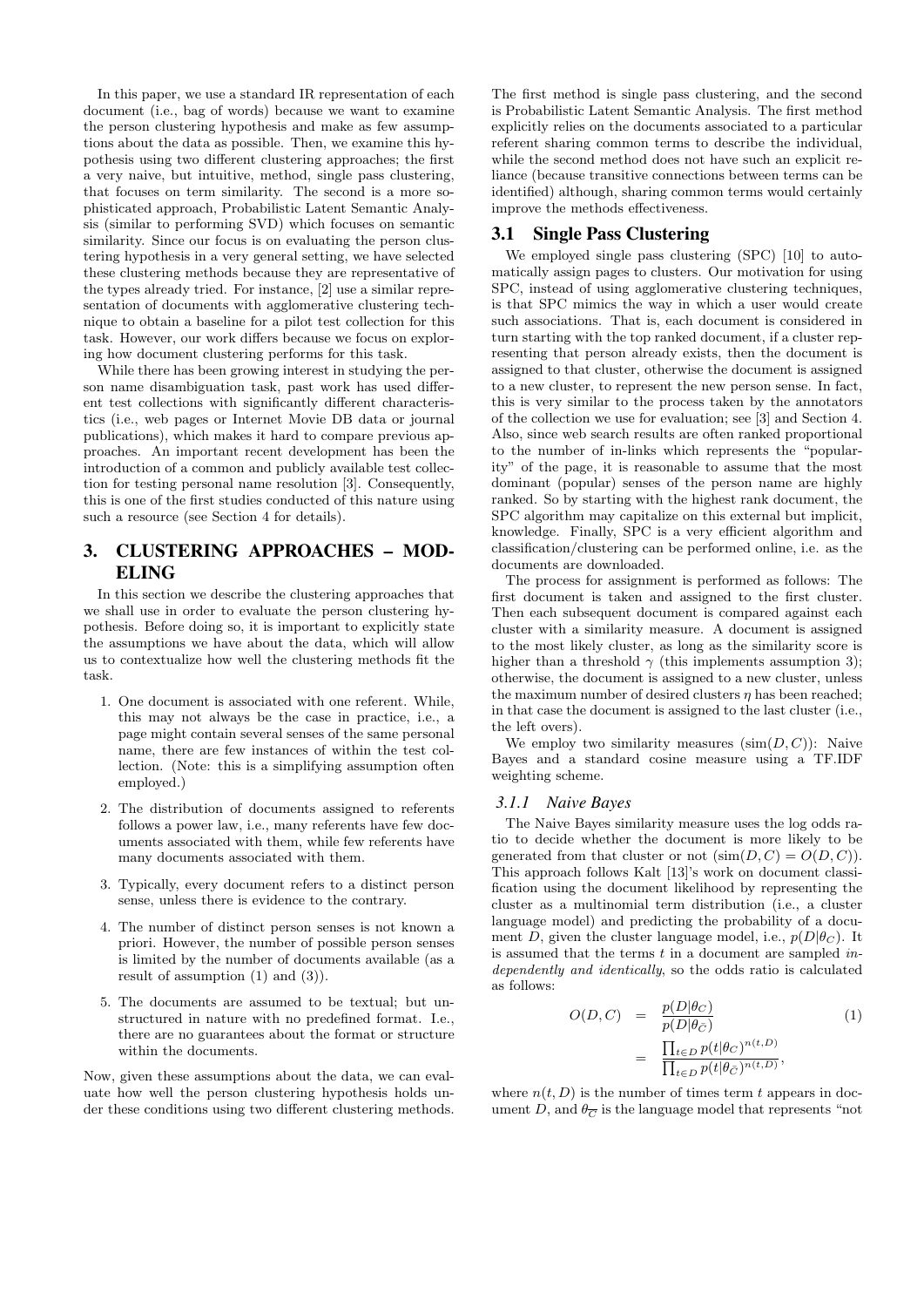In this paper, we use a standard IR representation of each document (i.e., bag of words) because we want to examine the person clustering hypothesis and make as few assumptions about the data as possible. Then, we examine this hypothesis using two different clustering approaches; the first a very naive, but intuitive, method, single pass clustering, that focuses on term similarity. The second is a more sophisticated approach, Probabilistic Latent Semantic Analysis (similar to performing SVD) which focuses on semantic similarity. Since our focus is on evaluating the person clustering hypothesis in a very general setting, we have selected these clustering methods because they are representative of the types already tried. For instance, [2] use a similar representation of documents with agglomerative clustering technique to obtain a baseline for a pilot test collection for this task. However, our work differs because we focus on exploring how document clustering performs for this task.

While there has been growing interest in studying the person name disambiguation task, past work has used different test collections with significantly different characteristics (i.e., web pages or Internet Movie DB data or journal publications), which makes it hard to compare previous approaches. An important recent development has been the introduction of a common and publicly available test collection for testing personal name resolution [3]. Consequently, this is one of the first studies conducted of this nature using such a resource (see Section 4 for details).

# 3. CLUSTERING APPROACHES – MODELING

In this section we describe the clustering approaches that we shall use in order to evaluate the person clustering hypothesis. Before doing so, it is important to explicitly state the assumptions we have about the data, which will allow us to contextualize how well the clustering methods fit the task.

1. One document is associated with one referent. While, this may not always be the case in practice, i.e., a page might contain several senses of the same personal name, there are few instances of within the test collection. (Note: this is a simplifying assumption often employed.)
2. The distribution of documents assigned to referents follows a power law, i.e., many referents have few documents associated with them, while few referents have many documents associated with them.
3. Typically, every document refers to a distinct person sense, unless there is evidence to the contrary.
4. The number of distinct person senses is not known a priori. However, the number of possible person senses is limited by the number of documents available (as a result of assumption (1) and (3)).
5. The documents are assumed to be textual; but unstructured in nature with no predefined format. I.e., there are no guarantees about the format or structure within the documents.

Now, given these assumptions about the data, we can evaluate how well the person clustering hypothesis holds under these conditions using two different clustering methods. The first method is single pass clustering, and the second is Probabilistic Latent Semantic Analysis. The first method explicitly relies on the documents associated to a particular referent sharing common terms to describe the individual, while the second method does not have such an explicit reliance (because transitive connections between terms can be identified) although, sharing common terms would certainly improve the methods effectiveness.

## 3.1 Single Pass Clustering

We employed single pass clustering (SPC) [10] to automatically assign pages to clusters. Our motivation for using SPC, instead of using agglomerative clustering techniques, is that SPC mimics the way in which a user would create such associations. That is, each document is considered in turn starting with the top ranked document, if a cluster representing that person already exists, then the document is assigned to that cluster, otherwise the document is assigned to a new cluster, to represent the new person sense. In fact, this is very similar to the process taken by the annotators of the collection we use for evaluation; see [3] and Section 4. Also, since web search results are often ranked proportional to the number of in-links which represents the "popularity" of the page, it is reasonable to assume that the most dominant (popular) senses of the person name are highly ranked. So by starting with the highest rank document, the SPC algorithm may capitalize on this external but implicit, knowledge. Finally, SPC is a very efficient algorithm and classification/clustering can be performed online, i.e. as the documents are downloaded.

The process for assignment is performed as follows: The first document is taken and assigned to the first cluster. Then each subsequent document is compared against each cluster with a similarity measure. A document is assigned to the most likely cluster, as long as the similarity score is higher than a threshold $\gamma$ (this implements assumption 3); otherwise, the document is assigned to a new cluster, unless the maximum number of desired clusters $\eta$ has been reached; in that case the document is assigned to the last cluster (i.e., the left overs).

We employ two similarity measures ($\text{sim}(D, C)$): Naive Bayes and a standard cosine measure using a TF.IDF weighting scheme.

### 3.1.1 Naive Bayes

The Naive Bayes similarity measure uses the log odds ratio to decide whether the document is more likely to be generated from that cluster or not ($\text{sim}(D, C) = O(D, C)$). This approach follows Kalt [13]'s work on document classification using the document likelihood by representing the cluster as a multinomial term distribution (i.e., a cluster language model) and predicting the probability of a document $D$, given the cluster language model, i.e., $p(D|\theta_C)$. It is assumed that the terms $t$ in a document are sampled *independently and identically*, so the odds ratio is calculated as follows:

$$O(D, C) = \frac{p(D|\theta_C)}{p(D|\theta_{\bar{C}})} = \frac{\prod_{t \in D} p(t|\theta_C)^{n(t,D)}}{\prod_{t \in D} p(t|\theta_{\bar{C}})^{n(t,D)}}, \quad (1)$$

where $n(t, D)$ is the number of times term $t$ appears in document $D$, and $\theta_{\overline{C}}$ is the language model that represents "not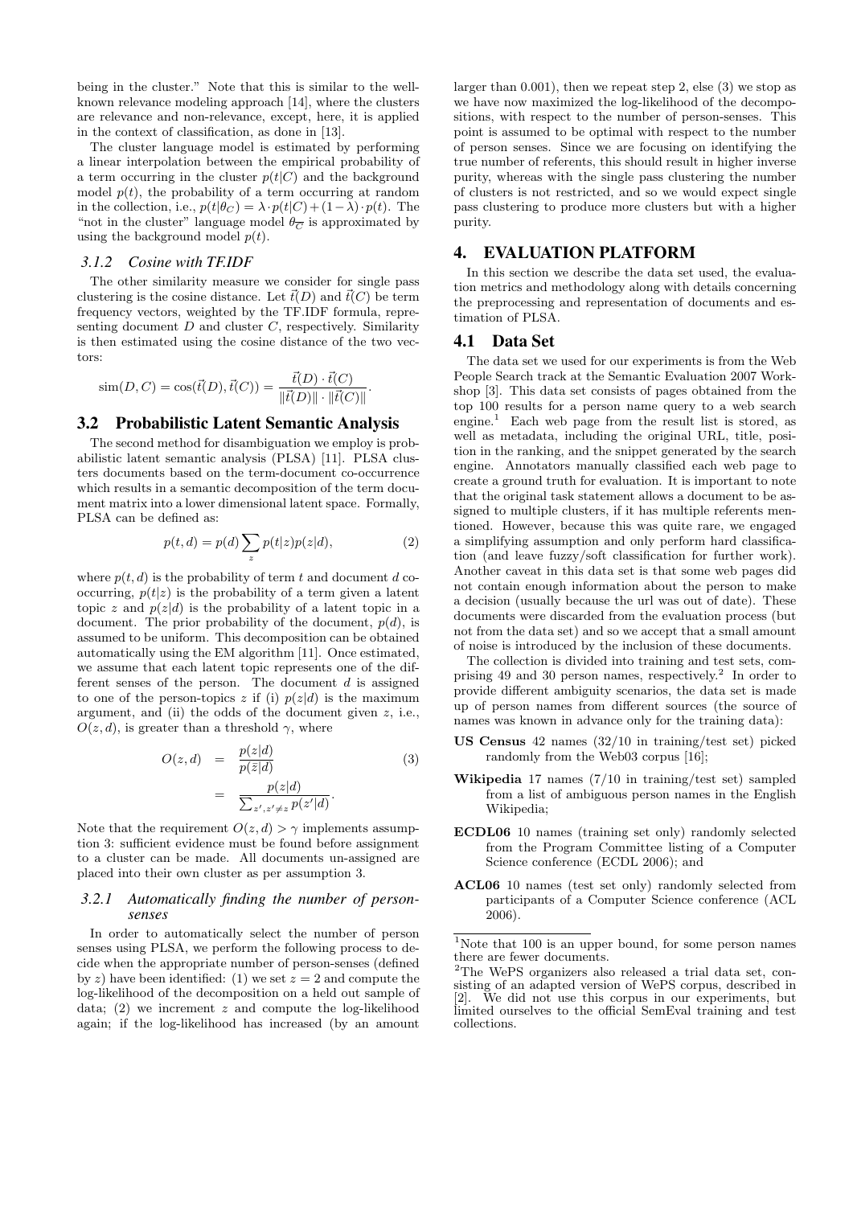being in the cluster." Note that this is similar to the well-known relevance modeling approach [14], where the clusters are relevance and non-relevance, except, here, it is applied in the context of classification, as done in [13].

The cluster language model is estimated by performing a linear interpolation between the empirical probability of a term occurring in the cluster $p(t|C)$ and the background model $p(t)$, the probability of a term occurring at random in the collection, i.e., $p(t|\theta_C) = \lambda \cdot p(t|C) + (1-\lambda) \cdot p(t)$. The "not in the cluster" language model $\theta_{\overline{C}}$ is approximated by using the background model $p(t)$.

### 3.1.2 Cosine with TF.IDF

The other similarity measure we consider for single pass clustering is the cosine distance. Let $\vec{t}(D)$ and $\vec{t}(C)$ be term frequency vectors, weighted by the TF.IDF formula, representing document $D$ and cluster $C$, respectively. Similarity is then estimated using the cosine distance of the two vectors:

$$\text{sim}(D, C) = \cos(\vec{t}(D), \vec{t}(C)) = \frac{\vec{t}(D) \cdot \vec{t}(C)}{\|\vec{t}(D)\| \cdot \|\vec{t}(C)\|}.$$

## 3.2 Probabilistic Latent Semantic Analysis

The second method for disambiguation we employ is probabilistic latent semantic analysis (PLSA) [11]. PLSA clusters documents based on the term-document co-occurrence which results in a semantic decomposition of the term document matrix into a lower dimensional latent space. Formally, PLSA can be defined as:

$$p(t, d) = p(d) \sum_{z} p(t|z) p(z|d), \tag{2}$$

where $p(t, d)$ is the probability of term $t$ and document $d$ co-occurring, $p(t|z)$ is the probability of a term given a latent topic $z$ and $p(z|d)$ is the probability of a latent topic in a document. The prior probability of the document, $p(d)$, is assumed to be uniform. This decomposition can be obtained automatically using the EM algorithm [11]. Once estimated, we assume that each latent topic represents one of the different senses of the person. The document $d$ is assigned to one of the person-topics $z$ if (i) $p(z|d)$ is the maximum argument, and (ii) the odds of the document given $z$, i.e., $O(z, d)$, is greater than a threshold $\gamma$, where

$$\begin{aligned} O(z, d) &= \frac{p(z|d)}{p(\bar{z}|d)} \\ &= \frac{p(z|d)}{\sum_{z', z' \neq z} p(z'|d)}. \end{aligned} \tag{3}$$

Note that the requirement $O(z, d) > \gamma$ implements assumption 3: sufficient evidence must be found before assignment to a cluster can be made. All documents un-assigned are placed into their own cluster as per assumption 3.

### 3.2.1 Automatically finding the number of person-senses

In order to automatically select the number of person senses using PLSA, we perform the following process to decide when the appropriate number of person-senses (defined by $z$) have been identified: (1) we set $z = 2$ and compute the log-likelihood of the decomposition on a held out sample of data; (2) we increment $z$ and compute the log-likelihood again; if the log-likelihood has increased (by an amount larger than 0.001), then we repeat step 2, else (3) we stop as we have now maximized the log-likelihood of the decompositions, with respect to the number of person-senses. This point is assumed to be optimal with respect to the number of person senses. Since we are focusing on identifying the true number of referents, this should result in higher inverse purity, whereas with the single pass clustering the number of clusters is not restricted, and so we would expect single pass clustering to produce more clusters but with a higher purity.

# 4. EVALUATION PLATFORM

In this section we describe the data set used, the evaluation metrics and methodology along with details concerning the preprocessing and representation of documents and estimation of PLSA.

## 4.1 Data Set

The data set we used for our experiments is from the Web People Search track at the Semantic Evaluation 2007 Workshop [3]. This data set consists of pages obtained from the top 100 results for a person name query to a web search engine.[1] Each web page from the result list is stored, as well as metadata, including the original URL, title, position in the ranking, and the snippet generated by the search engine. Annotators manually classified each web page to create a ground truth for evaluation. It is important to note that the original task statement allows a document to be assigned to multiple clusters, if it has multiple referents mentioned. However, because this was quite rare, we engaged a simplifying assumption and only perform hard classification (and leave fuzzy/soft classification for further work). Another caveat in this data set is that some web pages did not contain enough information about the person to make a decision (usually because the url was out of date). These documents were discarded from the evaluation process (but not from the data set) and so we accept that a small amount of noise is introduced by the inclusion of these documents.

The collection is divided into training and test sets, comprising 49 and 30 person names, respectively.[2] In order to provide different ambiguity scenarios, the data set is made up of person names from different sources (the source of names was known in advance only for the training data):

- **US Census** 42 names (32/10 in training/test set) picked randomly from the Web03 corpus [16];
- **Wikipedia** 17 names (7/10 in training/test set) sampled from a list of ambiguous person names in the English Wikipedia;
- **ECDL06** 10 names (training set only) randomly selected from the Program Committee listing of a Computer Science conference (ECDL 2006); and
- **ACL06** 10 names (test set only) randomly selected from participants of a Computer Science conference (ACL 2006).

---

[1] Note that 100 is an upper bound, for some person names there are fewer documents.

[2] The WePS organizers also released a trial data set, consisting of an adapted version of WePS corpus, described in [2]. We did not use this corpus in our experiments, but limited ourselves to the official SemEval training and test collections.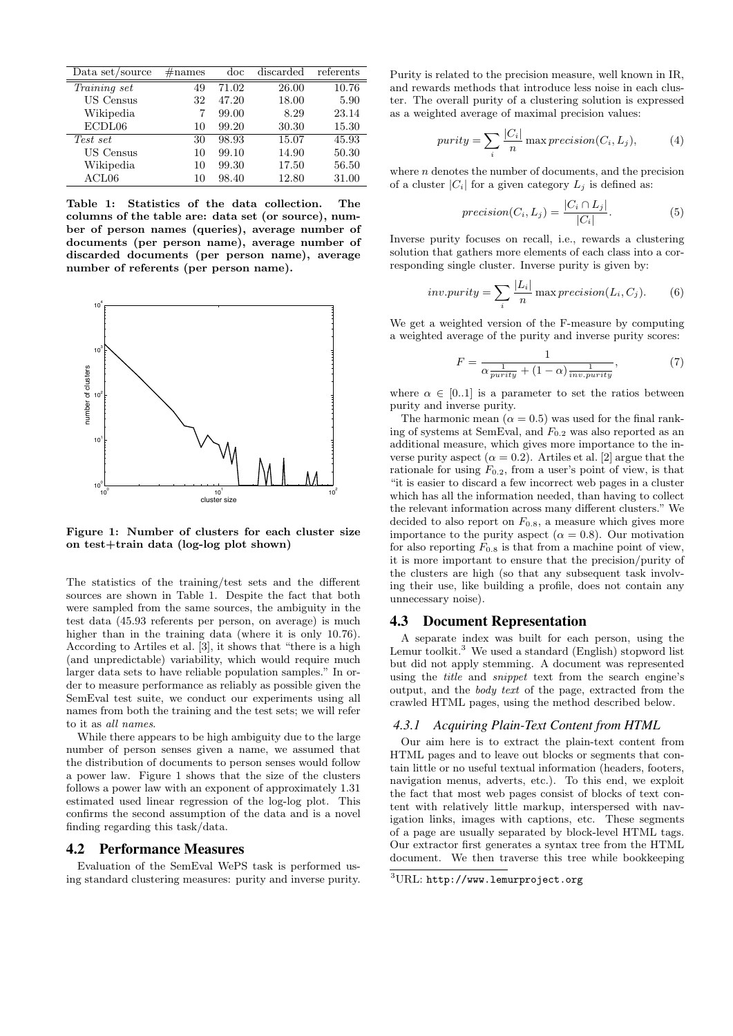| Data set/source | #names | doc | discarded | referents |
|---|---|---|---|---|
| *Training set* | 49 | 71.02 | 26.00 | 10.76 |
| US Census | 32 | 47.20 | 18.00 | 5.90 |
| Wikipedia | 7 | 99.00 | 8.29 | 23.14 |
| ECDL06 | 10 | 99.20 | 30.30 | 15.30 |
| *Test set* | 30 | 98.93 | 15.07 | 45.93 |
| US Census | 10 | 99.10 | 14.90 | 50.30 |
| Wikipedia | 10 | 99.30 | 17.50 | 56.50 |
| ACL06 | 10 | 98.40 | 12.80 | 31.00 |

**Table 1: Statistics of the data collection. The columns of the table are: data set (or source), number of person names (queries), average number of documents (per person name), average number of discarded documents (per person name), average number of referents (per person name).**

**Figure 1: Number of clusters for each cluster size on test+train data (log-log plot shown)**

The statistics of the training/test sets and the different sources are shown in Table 1. Despite the fact that both were sampled from the same sources, the ambiguity in the test data (45.93 referents per person, on average) is much higher than in the training data (where it is only 10.76). According to Artiles et al. [3], it shows that "there is a high (and unpredictable) variability, which would require much larger data sets to have reliable population samples." In order to measure performance as reliably as possible given the SemEval test suite, we conduct our experiments using all names from both the training and the test sets; we will refer to it as *all names*.

While there appears to be high ambiguity due to the large number of person senses given a name, we assumed that the distribution of documents to person senses would follow a power law. Figure 1 shows that the size of the clusters follows a power law with an exponent of approximately 1.31 estimated used linear regression of the log-log plot. This confirms the second assumption of the data and is a novel finding regarding this task/data.

## 4.2 Performance Measures

Evaluation of the SemEval WePS task is performed using standard clustering measures: purity and inverse purity. Purity is related to the precision measure, well known in IR, and rewards methods that introduce less noise in each cluster. The overall purity of a clustering solution is expressed as a weighted average of maximal precision values:

$$purity = \sum_i \frac{|C_i|}{n} \max precision(C_i, L_j), \qquad (4)$$

where $n$ denotes the number of documents, and the precision of a cluster $|C_i|$ for a given category $L_j$ is defined as:

$$precision(C_i, L_j) = \frac{|C_i \cap L_j|}{|C_i|}. \qquad (5)$$

Inverse purity focuses on recall, i.e., rewards a clustering solution that gathers more elements of each class into a corresponding single cluster. Inverse purity is given by:

$$inv.purity = \sum_i \frac{|L_i|}{n} \max precision(L_i, C_j). \qquad (6)$$

We get a weighted version of the F-measure by computing a weighted average of the purity and inverse purity scores:

$$F = \frac{1}{\alpha \frac{1}{purity} + (1 - \alpha) \frac{1}{inv.purity}}, \qquad (7)$$

where $\alpha \in [0..1]$ is a parameter to set the ratios between purity and inverse purity.

The harmonic mean ($\alpha = 0.5$) was used for the final ranking of systems at SemEval, and $F_{0.2}$ was also reported as an additional measure, which gives more importance to the inverse purity aspect ($\alpha = 0.2$). Artiles et al. [2] argue that the rationale for using $F_{0.2}$, from a user's point of view, is that "it is easier to discard a few incorrect web pages in a cluster which has all the information needed, than having to collect the relevant information across many different clusters." We decided to also report on $F_{0.8}$, a measure which gives more importance to the purity aspect ($\alpha = 0.8$). Our motivation for also reporting $F_{0.8}$ is that from a machine point of view, it is more important to ensure that the precision/purity of the clusters are high (so that any subsequent task involving their use, like building a profile, does not contain any unnecessary noise).

## 4.3 Document Representation

A separate index was built for each person, using the Lemur toolkit.[3] We used a standard (English) stopword list but did not apply stemming. A document was represented using the *title* and *snippet* text from the search engine's output, and the *body text* of the page, extracted from the crawled HTML pages, using the method described below.

### 4.3.1 Acquiring Plain-Text Content from HTML

Our aim here is to extract the plain-text content from HTML pages and to leave out blocks or segments that contain little or no useful textual information (headers, footers, navigation menus, adverts, etc.). To this end, we exploit the fact that most web pages consist of blocks of text content with relatively little markup, interspersed with navigation links, images with captions, etc. These segments of a page are usually separated by block-level HTML tags. Our extractor first generates a syntax tree from the HTML document. We then traverse this tree while bookkeeping

[3] URL: http://www.lemurproject.org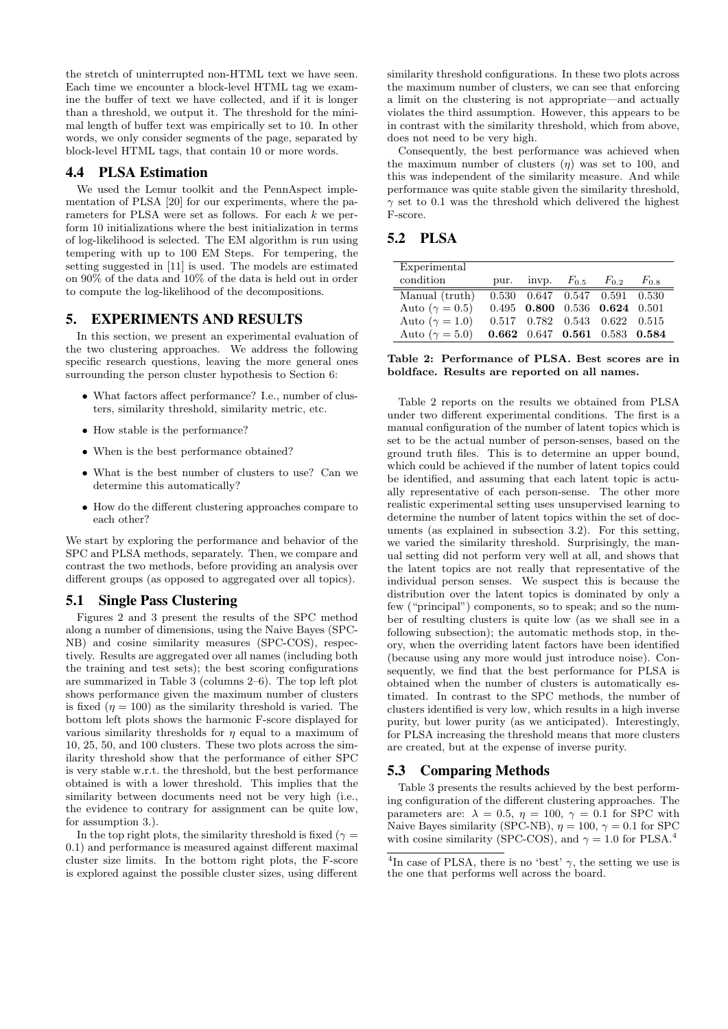the stretch of uninterrupted non-HTML text we have seen. Each time we encounter a block-level HTML tag we examine the buffer of text we have collected, and if it is longer than a threshold, we output it. The threshold for the minimal length of buffer text was empirically set to 10. In other words, we only consider segments of the page, separated by block-level HTML tags, that contain 10 or more words.

### 4.4 PLSA Estimation

We used the Lemur toolkit and the PennAspect implementation of PLSA [20] for our experiments, where the parameters for PLSA were set as follows. For each $k$ we perform 10 initializations where the best initialization in terms of log-likelihood is selected. The EM algorithm is run using tempering with up to 100 EM Steps. For tempering, the setting suggested in [11] is used. The models are estimated on 90% of the data and 10% of the data is held out in order to compute the log-likelihood of the decompositions.

## 5. EXPERIMENTS AND RESULTS

In this section, we present an experimental evaluation of the two clustering approaches. We address the following specific research questions, leaving the more general ones surrounding the person cluster hypothesis to Section 6:

- What factors affect performance? I.e., number of clusters, similarity threshold, similarity metric, etc.
- How stable is the performance?
- When is the best performance obtained?
- What is the best number of clusters to use? Can we determine this automatically?
- How do the different clustering approaches compare to each other?

We start by exploring the performance and behavior of the SPC and PLSA methods, separately. Then, we compare and contrast the two methods, before providing an analysis over different groups (as opposed to aggregated over all topics).

### 5.1 Single Pass Clustering

Figures 2 and 3 present the results of the SPC method along a number of dimensions, using the Naive Bayes (SPC-NB) and cosine similarity measures (SPC-COS), respectively. Results are aggregated over all names (including both the training and test sets); the best scoring configurations are summarized in Table 3 (columns 2–6). The top left plot shows performance given the maximum number of clusters is fixed ($\eta = 100$) as the similarity threshold is varied. The bottom left plots shows the harmonic F-score displayed for various similarity thresholds for $\eta$ equal to a maximum of 10, 25, 50, and 100 clusters. These two plots across the similarity threshold show that the performance of either SPC is very stable w.r.t. the threshold, but the best performance obtained is with a lower threshold. This implies that the similarity between documents need not be very high (i.e., the evidence to contrary for assignment can be quite low, for assumption 3.).

In the top right plots, the similarity threshold is fixed ($\gamma = 0.1$) and performance is measured against different maximal cluster size limits. In the bottom right plots, the F-score is explored against the possible cluster sizes, using different similarity threshold configurations. In these two plots across the maximum number of clusters, we can see that enforcing a limit on the clustering is not appropriate—and actually violates the third assumption. However, this appears to be in contrast with the similarity threshold, which from above, does not need to be very high.

Consequently, the best performance was achieved when the maximum number of clusters ($\eta$) was set to 100, and this was independent of the similarity measure. And while performance was quite stable given the similarity threshold, $\gamma$ set to 0.1 was the threshold which delivered the highest F-score.

### 5.2 PLSA

| Experimental condition | pur. | invp. | $F_{0.5}$ | $F_{0.2}$ | $F_{0.8}$ |
|---|---|---|---|---|---|
| Manual (truth) | 0.530 | 0.647 | 0.547 | 0.591 | 0.530 |
| Auto ($\gamma = 0.5$) | 0.495 | **0.800** | 0.536 | **0.624** | 0.501 |
| Auto ($\gamma = 1.0$) | 0.517 | 0.782 | 0.543 | 0.622 | 0.515 |
| Auto ($\gamma = 5.0$) | **0.662** | 0.647 | **0.561** | 0.583 | **0.584** |

**Table 2: Performance of PLSA. Best scores are in boldface. Results are reported on all names.**

Table 2 reports on the results we obtained from PLSA under two different experimental conditions. The first is a manual configuration of the number of latent topics which is set to be the actual number of person-senses, based on the ground truth files. This is to determine an upper bound, which could be achieved if the number of latent topics could be identified, and assuming that each latent topic is actually representative of each person-sense. The other more realistic experimental setting uses unsupervised learning to determine the number of latent topics within the set of documents (as explained in subsection 3.2). For this setting, we varied the similarity threshold. Surprisingly, the manual setting did not perform very well at all, and shows that the latent topics are not really that representative of the individual person senses. We suspect this is because the distribution over the latent topics is dominated by only a few ("principal") components, so to speak; and so the number of resulting clusters is quite low (as we shall see in a following subsection); the automatic methods stop, in theory, when the overriding latent factors have been identified (because using any more would just introduce noise). Consequently, we find that the best performance for PLSA is obtained when the number of clusters is automatically estimated. In contrast to the SPC methods, the number of clusters identified is very low, which results in a high inverse purity, but lower purity (as we anticipated). Interestingly, for PLSA increasing the threshold means that more clusters are created, but at the expense of inverse purity.

### 5.3 Comparing Methods

Table 3 presents the results achieved by the best performing configuration of the different clustering approaches. The parameters are: $\lambda = 0.5$, $\eta = 100$, $\gamma = 0.1$ for SPC with Naive Bayes similarity (SPC-NB), $\eta = 100$, $\gamma = 0.1$ for SPC with cosine similarity (SPC-COS), and $\gamma = 1.0$ for PLSA.[4]

[4]In case of PLSA, there is no 'best' $\gamma$, the setting we use is the one that performs well across the board.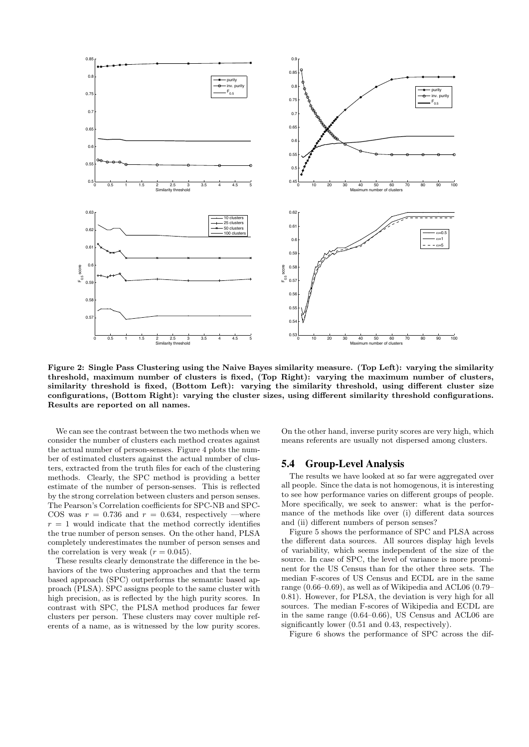**Figure 2: Single Pass Clustering using the Naive Bayes similarity measure. (Top Left): varying the similarity threshold, maximum number of clusters is fixed, (Top Right): varying the maximum number of clusters, similarity threshold is fixed, (Bottom Left): varying the similarity threshold, using different cluster size configurations, (Bottom Right): varying the cluster sizes, using different similarity threshold configurations. Results are reported on all names.**

We can see the contrast between the two methods when we consider the number of clusters each method creates against the actual number of person-senses. Figure 4 plots the number of estimated clusters against the actual number of clusters, extracted from the truth files for each of the clustering methods. Clearly, the SPC method is providing a better estimate of the number of person-senses. This is reflected by the strong correlation between clusters and person senses. The Pearson's Correlation coefficients for SPC-NB and SPC-COS was $r = 0.736$ and $r = 0.634$, respectively —where $r = 1$ would indicate that the method correctly identifies the true number of person senses. On the other hand, PLSA completely underestimates the number of person senses and the correlation is very weak ($r = 0.045$).

These results clearly demonstrate the difference in the behaviors of the two clustering approaches and that the term based approach (SPC) outperforms the semantic based approach (PLSA). SPC assigns people to the same cluster with high precision, as is reflected by the high purity scores. In contrast with SPC, the PLSA method produces far fewer clusters per person. These clusters may cover multiple referents of a name, as is witnessed by the low purity scores. On the other hand, inverse purity scores are very high, which means referents are usually not dispersed among clusters.

## 5.4 Group-Level Analysis

The results we have looked at so far were aggregated over all people. Since the data is not homogenous, it is interesting to see how performance varies on different groups of people. More specifically, we seek to answer: what is the performance of the methods like over (i) different data sources and (ii) different numbers of person senses?

Figure 5 shows the performance of SPC and PLSA across the different data sources. All sources display high levels of variability, which seems independent of the size of the source. In case of SPC, the level of variance is more prominent for the US Census than for the other three sets. The median F-scores of US Census and ECDL are in the same range (0.66–0.69), as well as of Wikipedia and ACL06 (0.79–0.81). However, for PLSA, the deviation is very high for all sources. The median F-scores of Wikipedia and ECDL are in the same range (0.64–0.66), US Census and ACL06 are significantly lower (0.51 and 0.43, respectively).

Figure 6 shows the performance of SPC across the dif-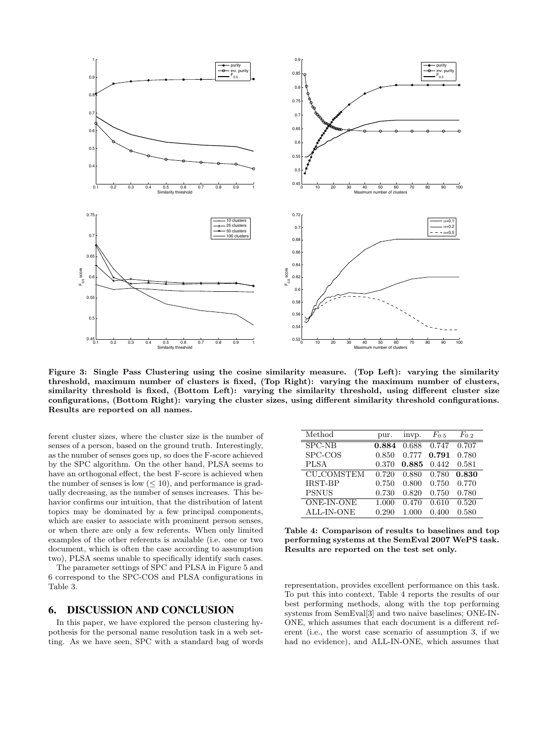Figure 3: Single Pass Clustering using the cosine similarity measure. (Top Left): varying the similarity threshold, maximum number of clusters is fixed, (Top Right): varying the maximum number of clusters, similarity threshold is fixed, (Bottom Left): varying the similarity threshold, using different cluster size configurations, (Bottom Right): varying the cluster sizes, using different similarity threshold configurations. Results are reported on all names.

ferent cluster sizes, where the cluster size is the number of senses of a person, based on the ground truth. Interestingly, as the number of senses goes up, so does the F-score achieved by the SPC algorithm. On the other hand, PLSA seems to have an orthogonal effect, the best F-score is achieved when the number of senses is low ($\leq 10$), and performance is gradually decreasing, as the number of senses increases. This behavior confirms our intuition, that the distribution of latent topics may be dominated by a few principal components, which are easier to associate with prominent person senses, or when there are only a few referents. When only limited examples of the other referents is available (i.e. one or two document, which is often the case according to assumption two), PLSA seems unable to specifically identify such cases.

The parameter settings of SPC and PLSA in Figure 5 and 6 correspond to the SPC-COS and PLSA configurations in Table 3.

## 6. DISCUSSION AND CONCLUSION

In this paper, we have explored the person clustering hypothesis for the personal name resolution task in a web setting. As we have seen, SPC with a standard bag of words representation, provides excellent performance on this task. To put this into context, Table 4 reports the results of our best performing methods, along with the top performing systems from SemEval[3] and two naive baselines; ONE-IN-ONE, which assumes that each document is a different referent (i.e., the worst case scenario of assumption 3, if we had no evidence), and ALL-IN-ONE, which assumes that

| Method | pur. | invp. | $F_{0.5}$ | $F_{0.2}$ |
|---|---|---|---|---|
| SPC-NB | **0.884** | 0.688 | 0.747 | 0.707 |
| SPC-COS | 0.850 | 0.777 | **0.791** | 0.780 |
| PLSA | 0.370 | **0.885** | 0.442 | 0.581 |
| CU_COMSTEM | 0.720 | 0.880 | 0.780 | **0.830** |
| IRST-BP | 0.750 | 0.800 | 0.750 | 0.770 |
| PSNUS | 0.730 | 0.820 | 0.750 | 0.780 |
| ONE-IN-ONE | 1.000 | 0.470 | 0.610 | 0.520 |
| ALL-IN-ONE | 0.290 | 1.000 | 0.400 | 0.580 |

Table 4: Comparison of results to baselines and top performing systems at the SemEval 2007 WePS task. Results are reported on the test set only.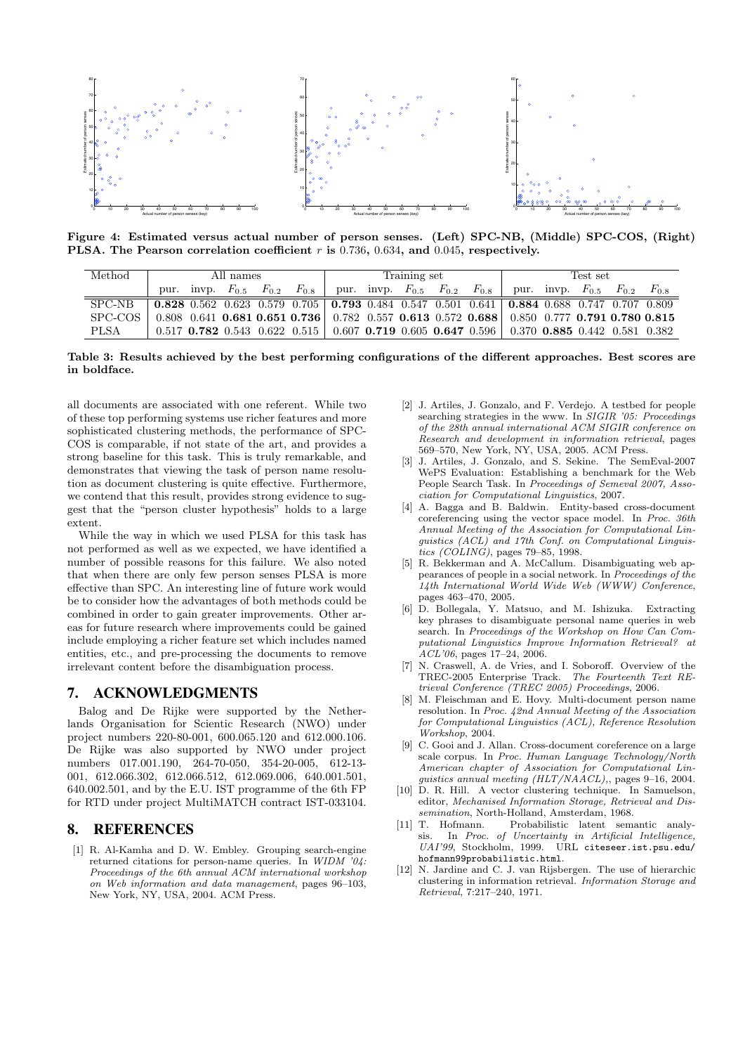**Figure 4: Estimated versus actual number of person senses. (Left) SPC-NB, (Middle) SPC-COS, (Right) PLSA. The Pearson correlation coefficient $r$ is 0.736, 0.634, and 0.045, respectively.**

| Method | All names | | | | | Training set | | | | | Test set | | | | |
|---|---|---|---|---|---|---|---|---|---|---|---|---|---|---|---|
| | pur. | invp. | $F_{0.5}$ | $F_{0.2}$ | $F_{0.8}$ | pur. | invp. | $F_{0.5}$ | $F_{0.2}$ | $F_{0.8}$ | pur. | invp. | $F_{0.5}$ | $F_{0.2}$ | $F_{0.8}$ |
| SPC-NB | **0.828** | 0.562 | 0.623 | 0.579 | 0.705 | **0.793** | 0.484 | 0.547 | 0.501 | 0.641 | **0.884** | 0.688 | 0.747 | 0.707 | 0.809 |
| SPC-COS | 0.808 | 0.641 | **0.681** | **0.651** | **0.736** | 0.782 | 0.557 | **0.613** | 0.572 | **0.688** | 0.850 | 0.777 | **0.791** | **0.780** | **0.815** |
| PLSA | 0.517 | **0.782** | 0.543 | 0.622 | 0.515 | 0.607 | **0.719** | 0.605 | **0.647** | 0.596 | 0.370 | **0.885** | 0.442 | 0.581 | 0.382 |

**Table 3: Results achieved by the best performing configurations of the different approaches. Best scores are in boldface.**

all documents are associated with one referent. While two of these top performing systems use richer features and more sophisticated clustering methods, the performance of SPC-COS is comparable, if not state of the art, and provides a strong baseline for this task. This is truly remarkable, and demonstrates that viewing the task of person name resolution as document clustering is quite effective. Furthermore, we contend that this result, provides strong evidence to suggest that the "person cluster hypothesis" holds to a large extent.

While the way in which we used PLSA for this task has not performed as well as we expected, we have identified a number of possible reasons for this failure. We also noted that when there are only few person senses PLSA is more effective than SPC. An interesting line of future work would be to consider how the advantages of both methods could be combined in order to gain greater improvements. Other areas for future research where improvements could be gained include employing a richer feature set which includes named entities, etc., and pre-processing the documents to remove irrelevant content before the disambiguation process.

## 7. ACKNOWLEDGMENTS

Balog and De Rijke were supported by the Netherlands Organisation for Scientic Research (NWO) under project numbers 220-80-001, 600.065.120 and 612.000.106. De Rijke was also supported by NWO under project numbers 017.001.190, 264-70-050, 354-20-005, 612-13-001, 612.066.302, 612.066.512, 612.069.006, 640.001.501, 640.002.501, and by the E.U. IST programme of the 6th FP for RTD under project MultiMATCH contract IST-033104.

## 8. REFERENCES

[1] R. Al-Kamha and D. W. Embley. Grouping search-engine returned citations for person-name queries. In *WIDM '04: Proceedings of the 6th annual ACM international workshop on Web information and data management*, pages 96–103, New York, NY, USA, 2004. ACM Press.

[2] J. Artiles, J. Gonzalo, and F. Verdejo. A testbed for people searching strategies in the www. In *SIGIR '05: Proceedings of the 28th annual international ACM SIGIR conference on Research and development in information retrieval*, pages 569–570, New York, NY, USA, 2005. ACM Press.

[3] J. Artiles, J. Gonzalo, and S. Sekine. The SemEval-2007 WePS Evaluation: Establishing a benchmark for the Web People Search Task. In *Proceedings of Semeval 2007, Association for Computational Linguistics*, 2007.

[4] A. Bagga and B. Baldwin. Entity-based cross-document coreferencing using the vector space model. In *Proc. 36th Annual Meeting of the Association for Computational Linguistics (ACL) and 17th Conf. on Computational Linguistics (COLING)*, pages 79–85, 1998.

[5] R. Bekkerman and A. McCallum. Disambiguating web appearances of people in a social network. In *Proceedings of the 14th International World Wide Web (WWW) Conference*, pages 463–470, 2005.

[6] D. Bollegala, Y. Matsuo, and M. Ishizuka. Extracting key phrases to disambiguate personal name queries in web search. In *Proceedings of the Workshop on How Can Computational Linguistics Improve Information Retrieval? at ACL'06*, pages 17–24, 2006.

[7] N. Craswell, A. de Vries, and I. Soboroff. Overview of the TREC-2005 Enterprise Track. *The Fourteenth Text REtrieval Conference (TREC 2005) Proceedings*, 2006.

[8] M. Fleischman and E. Hovy. Multi-document person name resolution. In *Proc. 42nd Annual Meeting of the Association for Computational Linguistics (ACL), Reference Resolution Workshop*, 2004.

[9] C. Gooi and J. Allan. Cross-document coreference on a large scale corpus. In *Proc. Human Language Technology/North American chapter of Association for Computational Linguistics annual meeting (HLT/NAACL),*, pages 9–16, 2004.

[10] D. R. Hill. A vector clustering technique. In Samuelson, editor, *Mechanised Information Storage, Retrieval and Dissemination*, North-Holland, Amsterdam, 1968.

[11] T. Hofmann. Probabilistic latent semantic analysis. In *Proc. of Uncertainty in Artificial Intelligence, UAI'99*, Stockholm, 1999. URL `citeseer.ist.psu.edu/hofmann99probabilistic.html`.

[12] N. Jardine and C. J. van Rijsbergen. The use of hierarchic clustering in information retrieval. *Information Storage and Retrieval*, 7:217–240, 1971.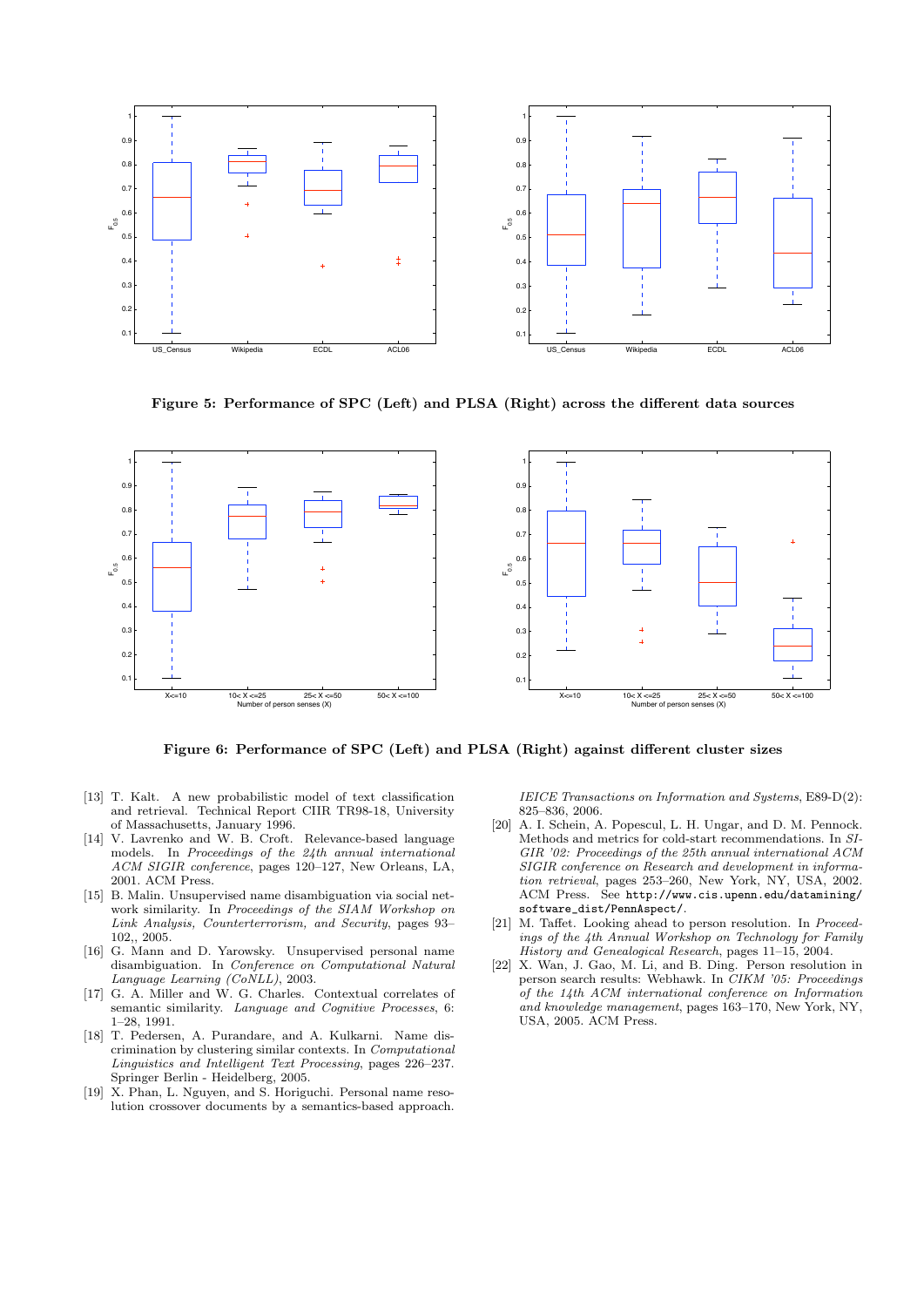F0.5

1
0.9
0.8
0.7
0.6
0.5
0.4
0.3
0.2
0.1

US_Census Wikipedia ECDL ACL06

F0.5

1
0.9
0.8
0.7
0.6
0.5
0.4
0.3
0.2
0.1

US_Census Wikipedia ECDL ACL06

**Figure 5: Performance of SPC (Left) and PLSA (Right) across the different data sources**

F0.5

1
0.9
0.8
0.7
0.6
0.5
0.4
0.3
0.2
0.1

X<=10 10< X <=25 25< X <=50 50< X <=100

Number of person senses (X)

F0.5

1
0.9
0.8
0.7
0.6
0.5
0.4
0.3
0.2
0.1

X<=10 10< X <=25 25< X <=50 50< X <=100

Number of person senses (X)

**Figure 6: Performance of SPC (Left) and PLSA (Right) against different cluster sizes**

[13] T. Kalt. A new probabilistic model of text classification and retrieval. Technical Report CIIR TR98-18, University of Massachusetts, January 1996.

[14] V. Lavrenko and W. B. Croft. Relevance-based language models. In *Proceedings of the 24th annual international ACM SIGIR conference*, pages 120–127, New Orleans, LA, 2001. ACM Press.

[15] B. Malin. Unsupervised name disambiguation via social network similarity. In *Proceedings of the SIAM Workshop on Link Analysis, Counterterrorism, and Security*, pages 93–102,, 2005.

[16] G. Mann and D. Yarowsky. Unsupervised personal name disambiguation. In *Conference on Computational Natural Language Learning (CoNLL)*, 2003.

[17] G. A. Miller and W. G. Charles. Contextual correlates of semantic similarity. *Language and Cognitive Processes*, 6: 1–28, 1991.

[18] T. Pedersen, A. Purandare, and A. Kulkarni. Name discrimination by clustering similar contexts. In *Computational Linguistics and Intelligent Text Processing*, pages 226–237. Springer Berlin - Heidelberg, 2005.

[19] X. Phan, L. Nguyen, and S. Horiguchi. Personal name resolution crossover documents by a semantics-based approach. *IEICE Transactions on Information and Systems*, E89-D(2): 825–836, 2006.

[20] A. I. Schein, A. Popescul, L. H. Ungar, and D. M. Pennock. Methods and metrics for cold-start recommendations. In *SIGIR '02: Proceedings of the 25th annual international ACM SIGIR conference on Research and development in information retrieval*, pages 253–260, New York, NY, USA, 2002. ACM Press. See `http://www.cis.upenn.edu/datamining/software_dist/PennAspect/`.

[21] M. Taffet. Looking ahead to person resolution. In *Proceedings of the 4th Annual Workshop on Technology for Family History and Genealogical Research*, pages 11–15, 2004.

[22] X. Wan, J. Gao, M. Li, and B. Ding. Person resolution in person search results: Webhawk. In *CIKM '05: Proceedings of the 14th ACM international conference on Information and knowledge management*, pages 163–170, New York, NY, USA, 2005. ACM Press.